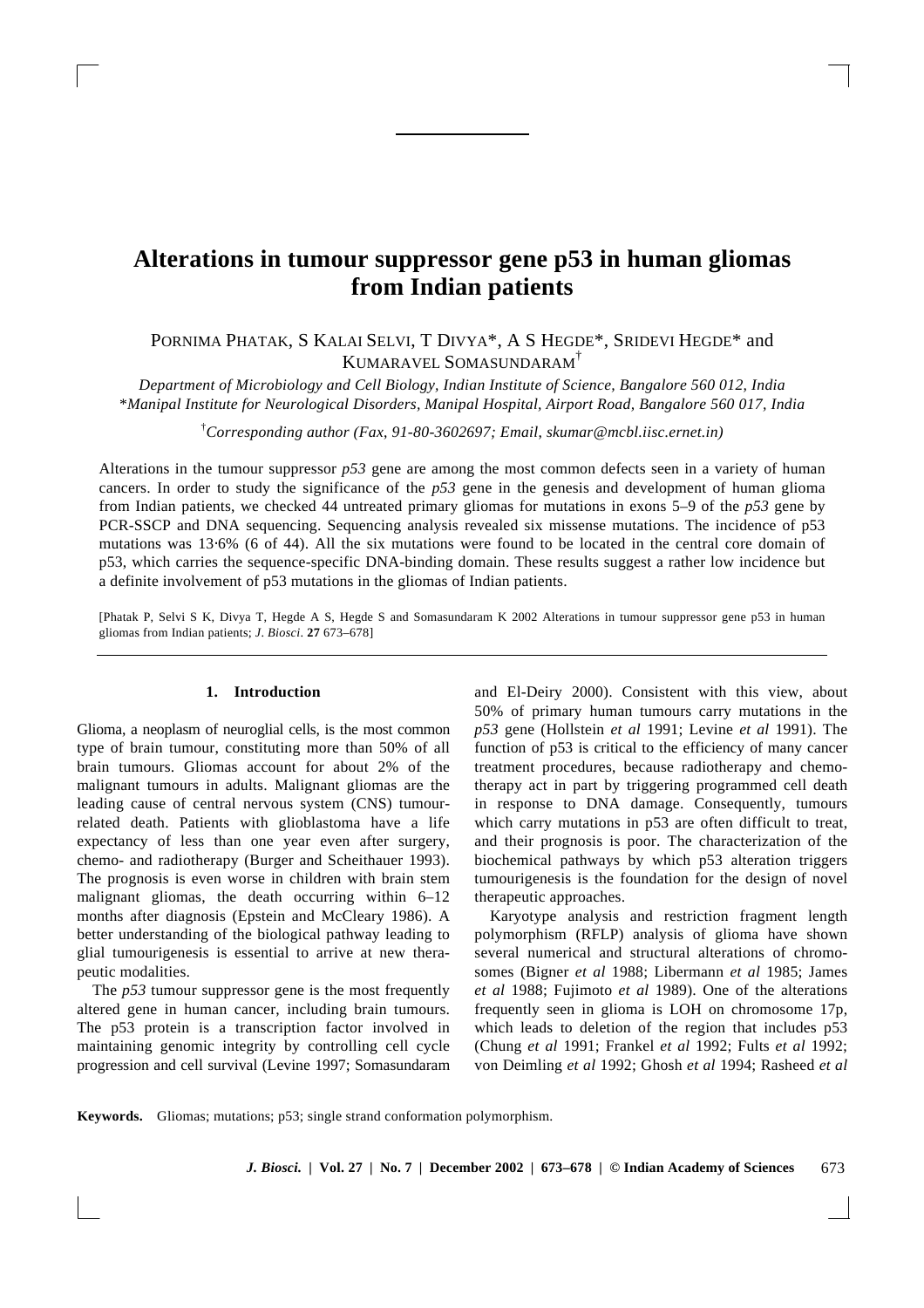# Alterations in tumour suppressor gene p53 in human gliomas from Indian patients

PORNIMA PHATAK, S KALAI SELVI, T DIVYA*, A S HEGDE*, SRIDEVI HEGDE* and KUMARAVEL SOMASUNDARAM[†]

*Department of Microbiology and Cell Biology, Indian Institute of Science, Bangalore 560 012, India*
*\*Manipal Institute for Neurological Disorders, Manipal Hospital, Airport Road, Bangalore 560 017, India*

[†]*Corresponding author (Fax, 91-80-3602697; Email, skumar@mcbl.iisc.ernet.in)*

Alterations in the tumour suppressor *p53* gene are among the most common defects seen in a variety of human cancers. In order to study the significance of the *p53* gene in the genesis and development of human glioma from Indian patients, we checked 44 untreated primary gliomas for mutations in exons 5–9 of the *p53* gene by PCR-SSCP and DNA sequencing. Sequencing analysis revealed six missense mutations. The incidence of p53 mutations was 13·6% (6 of 44). All the six mutations were found to be located in the central core domain of p53, which carries the sequence-specific DNA-binding domain. These results suggest a rather low incidence but a definite involvement of p53 mutations in the gliomas of Indian patients.

[Phatak P, Selvi S K, Divya T, Hegde A S, Hegde S and Somasundaram K 2002 Alterations in tumour suppressor gene p53 in human gliomas from Indian patients; *J. Biosci.* **27** 673–678]

## 1. Introduction

Glioma, a neoplasm of neuroglial cells, is the most common type of brain tumour, constituting more than 50% of all brain tumours. Gliomas account for about 2% of the malignant tumours in adults. Malignant gliomas are the leading cause of central nervous system (CNS) tumour-related death. Patients with glioblastoma have a life expectancy of less than one year even after surgery, chemo- and radiotherapy (Burger and Scheithauer 1993). The prognosis is even worse in children with brain stem malignant gliomas, the death occurring within 6–12 months after diagnosis (Epstein and McCleary 1986). A better understanding of the biological pathway leading to glial tumourigenesis is essential to arrive at new therapeutic modalities.

The *p53* tumour suppressor gene is the most frequently altered gene in human cancer, including brain tumours. The p53 protein is a transcription factor involved in maintaining genomic integrity by controlling cell cycle progression and cell survival (Levine 1997; Somasundaram and El-Deiry 2000). Consistent with this view, about 50% of primary human tumours carry mutations in the *p53* gene (Hollstein *et al* 1991; Levine *et al* 1991). The function of p53 is critical to the efficiency of many cancer treatment procedures, because radiotherapy and chemotherapy act in part by triggering programmed cell death in response to DNA damage. Consequently, tumours which carry mutations in p53 are often difficult to treat, and their prognosis is poor. The characterization of the biochemical pathways by which p53 alteration triggers tumourigenesis is the foundation for the design of novel therapeutic approaches.

Karyotype analysis and restriction fragment length polymorphism (RFLP) analysis of glioma have shown several numerical and structural alterations of chromosomes (Bigner *et al* 1988; Libermann *et al* 1985; James *et al* 1988; Fujimoto *et al* 1989). One of the alterations frequently seen in glioma is LOH on chromosome 17p, which leads to deletion of the region that includes p53 (Chung *et al* 1991; Frankel *et al* 1992; Fults *et al* 1992; von Deimling *et al* 1992; Ghosh *et al* 1994; Rasheed *et al*

**Keywords.** Gliomas; mutations; p53; single strand conformation polymorphism.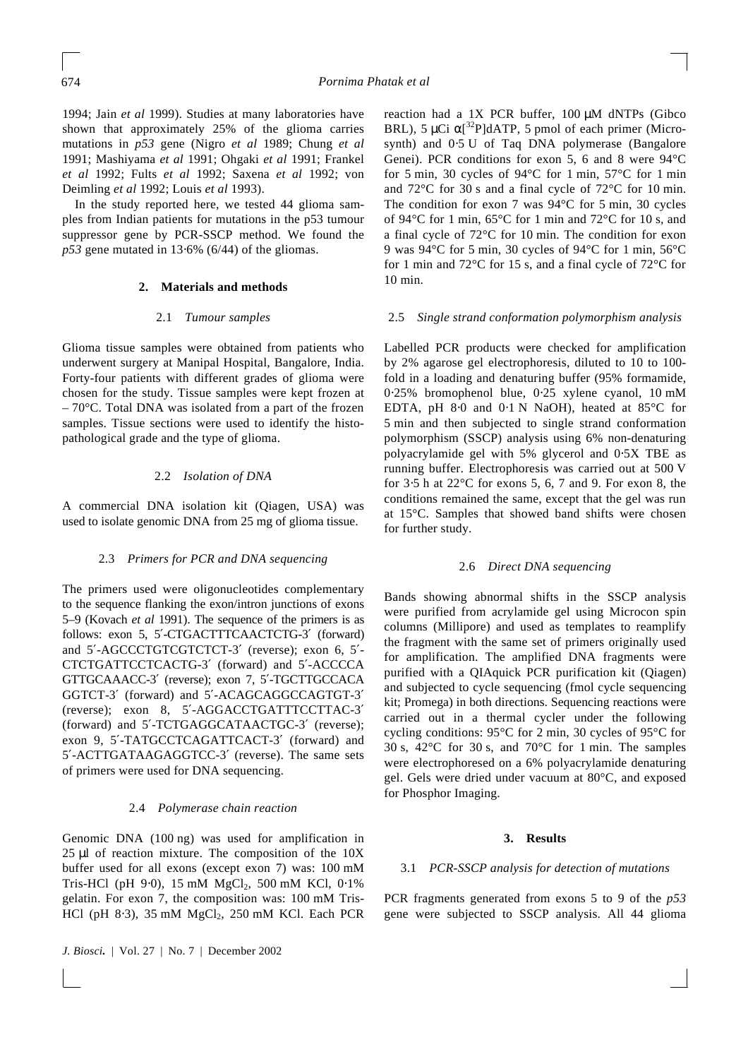1994; Jain *et al* 1999). Studies at many laboratories have shown that approximately 25% of the glioma carries mutations in *p53* gene (Nigro *et al* 1989; Chung *et al* 1991; Mashiyama *et al* 1991; Ohgaki *et al* 1991; Frankel *et al* 1992; Fults *et al* 1992; Saxena *et al* 1992; von Deimling *et al* 1992; Louis *et al* 1993).

In the study reported here, we tested 44 glioma samples from Indian patients for mutations in the p53 tumour suppressor gene by PCR-SSCP method. We found the *p53* gene mutated in 13·6% (6/44) of the gliomas.

## 2. Materials and methods

### 2.1 *Tumour samples*

Glioma tissue samples were obtained from patients who underwent surgery at Manipal Hospital, Bangalore, India. Forty-four patients with different grades of glioma were chosen for the study. Tissue samples were kept frozen at – 70°C. Total DNA was isolated from a part of the frozen samples. Tissue sections were used to identify the histopathological grade and the type of glioma.

### 2.2 *Isolation of DNA*

A commercial DNA isolation kit (Qiagen, USA) was used to isolate genomic DNA from 25 mg of glioma tissue.

### 2.3 *Primers for PCR and DNA sequencing*

The primers used were oligonucleotides complementary to the sequence flanking the exon/intron junctions of exons 5–9 (Kovach *et al* 1991). The sequence of the primers is as follows: exon 5, 5′-CTGACTTTCAACTCTG-3′ (forward) and 5′-AGCCCTGTCGTCTCT-3′ (reverse); exon 6, 5′-CTCTGATTCCTCACTG-3′ (forward) and 5′-ACCCCA GTTGCAAACC-3′ (reverse); exon 7, 5′-TGCTTGCCACA GGTCT-3′ (forward) and 5′-ACAGCAGGCCAGTGT-3′ (reverse); exon 8, 5′-AGGACCTGATTTCCTTAC-3′ (forward) and 5′-TCTGAGGCATAACTGC-3′ (reverse); exon 9, 5′-TATGCCTCAGATTCACT-3′ (forward) and 5′-ACTTGATAAGAGGTCC-3′ (reverse). The same sets of primers were used for DNA sequencing.

### 2.4 *Polymerase chain reaction*

Genomic DNA (100 ng) was used for amplification in 25 μl of reaction mixture. The composition of the 10X buffer used for all exons (except exon 7) was: 100 mM Tris-HCl (pH 9·0), 15 mM $MgCl_2$, 500 mM KCl, 0·1% gelatin. For exon 7, the composition was: 100 mM Tris-HCl (pH 8·3), 35 mM $MgCl_2$, 250 mM KCl. Each PCR reaction had a 1X PCR buffer, 100 μM dNTPs (Gibco BRL), 5 μCi $\alpha$[$^{32}$P]dATP, 5 pmol of each primer (Microsynth) and 0·5 U of Taq DNA polymerase (Bangalore Genei). PCR conditions for exon 5, 6 and 8 were 94°C for 5 min, 30 cycles of 94°C for 1 min, 57°C for 1 min and 72°C for 30 s and a final cycle of 72°C for 10 min. The condition for exon 7 was 94°C for 5 min, 30 cycles of 94°C for 1 min, 65°C for 1 min and 72°C for 10 s, and a final cycle of 72°C for 10 min. The condition for exon 9 was 94°C for 5 min, 30 cycles of 94°C for 1 min, 56°C for 1 min and 72°C for 15 s, and a final cycle of 72°C for 10 min.

### 2.5 *Single strand conformation polymorphism analysis*

Labelled PCR products were checked for amplification by 2% agarose gel electrophoresis, diluted to 10 to 100-fold in a loading and denaturing buffer (95% formamide, 0·25% bromophenol blue, 0·25 xylene cyanol, 10 mM EDTA, pH 8·0 and 0·1 N NaOH), heated at 85°C for 5 min and then subjected to single strand conformation polymorphism (SSCP) analysis using 6% non-denaturing polyacrylamide gel with 5% glycerol and 0·5X TBE as running buffer. Electrophoresis was carried out at 500 V for 3·5 h at 22°C for exons 5, 6, 7 and 9. For exon 8, the conditions remained the same, except that the gel was run at 15°C. Samples that showed band shifts were chosen for further study.

### 2.6 *Direct DNA sequencing*

Bands showing abnormal shifts in the SSCP analysis were purified from acrylamide gel using Microcon spin columns (Millipore) and used as templates to reamplify the fragment with the same set of primers originally used for amplification. The amplified DNA fragments were purified with a QIAquick PCR purification kit (Qiagen) and subjected to cycle sequencing (fmol cycle sequencing kit; Promega) in both directions. Sequencing reactions were carried out in a thermal cycler under the following cycling conditions: 95°C for 2 min, 30 cycles of 95°C for 30 s, 42°C for 30 s, and 70°C for 1 min. The samples were electrophoresed on a 6% polyacrylamide denaturing gel. Gels were dried under vacuum at 80°C, and exposed for Phosphor Imaging.

## 3. Results

### 3.1 *PCR-SSCP analysis for detection of mutations*

PCR fragments generated from exons 5 to 9 of the *p53* gene were subjected to SSCP analysis. All 44 glioma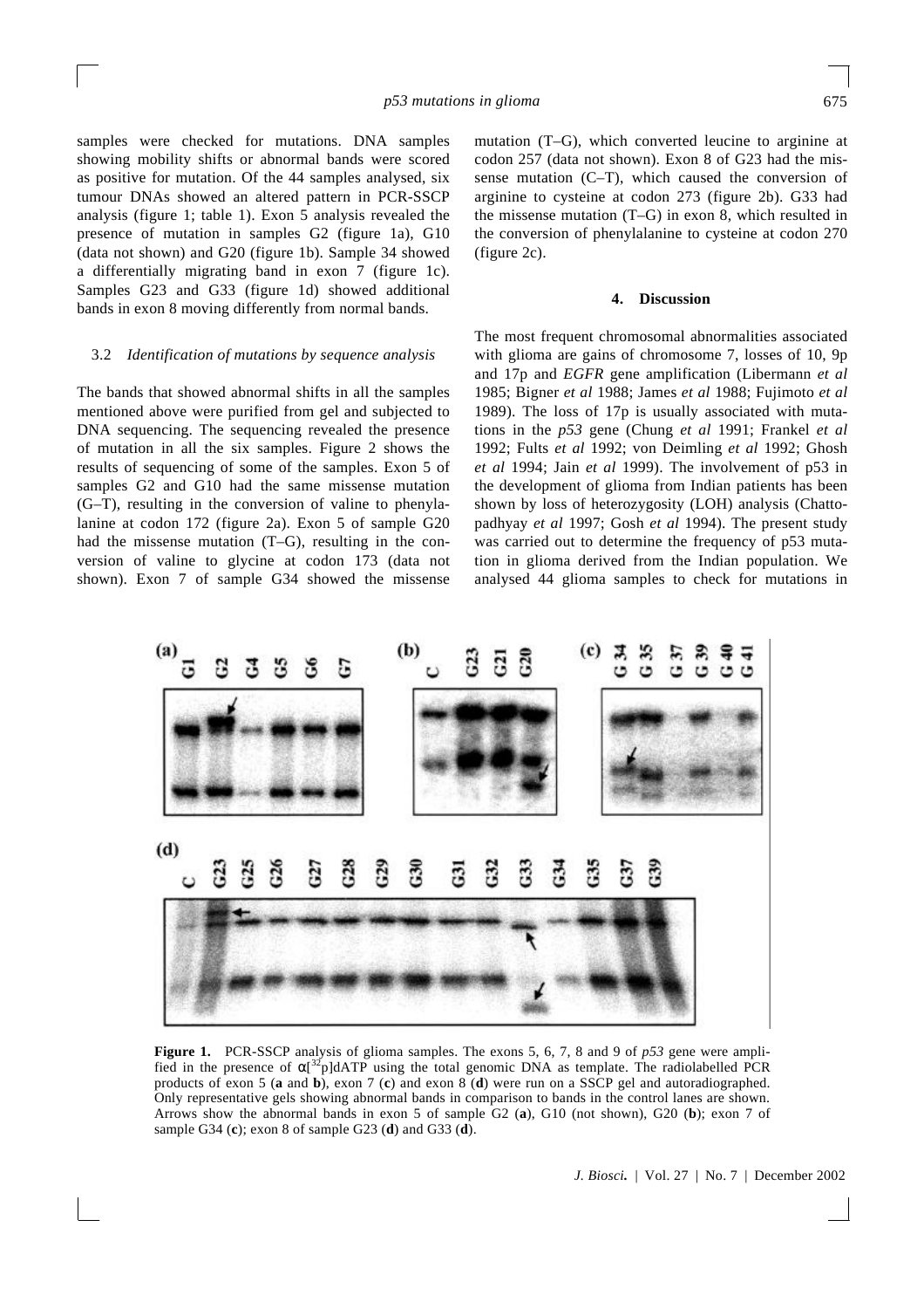samples were checked for mutations. DNA samples showing mobility shifts or abnormal bands were scored as positive for mutation. Of the 44 samples analysed, six tumour DNAs showed an altered pattern in PCR-SSCP analysis (figure 1; table 1). Exon 5 analysis revealed the presence of mutation in samples G2 (figure 1a), G10 (data not shown) and G20 (figure 1b). Sample 34 showed a differentially migrating band in exon 7 (figure 1c). Samples G23 and G33 (figure 1d) showed additional bands in exon 8 moving differently from normal bands.

### 3.2 *Identification of mutations by sequence analysis*

The bands that showed abnormal shifts in all the samples mentioned above were purified from gel and subjected to DNA sequencing. The sequencing revealed the presence of mutation in all the six samples. Figure 2 shows the results of sequencing of some of the samples. Exon 5 of samples G2 and G10 had the same missense mutation (G–T), resulting in the conversion of valine to phenylalanine at codon 172 (figure 2a). Exon 5 of sample G20 had the missense mutation (T–G), resulting in the conversion of valine to glycine at codon 173 (data not shown). Exon 7 of sample G34 showed the missense mutation (T–G), which converted leucine to arginine at codon 257 (data not shown). Exon 8 of G23 had the missense mutation (C–T), which caused the conversion of arginine to cysteine at codon 273 (figure 2b). G33 had the missense mutation (T–G) in exon 8, which resulted in the conversion of phenylalanine to cysteine at codon 270 (figure 2c).

## 4. Discussion

The most frequent chromosomal abnormalities associated with glioma are gains of chromosome 7, losses of 10, 9p and 17p and *EGFR* gene amplification (Libermann *et al* 1985; Bigner *et al* 1988; James *et al* 1988; Fujimoto *et al* 1989). The loss of 17p is usually associated with mutations in the *p53* gene (Chung *et al* 1991; Frankel *et al* 1992; Fults *et al* 1992; von Deimling *et al* 1992; Ghosh *et al* 1994; Jain *et al* 1999). The involvement of p53 in the development of glioma from Indian patients has been shown by loss of heterozygosity (LOH) analysis (Chattopadhyay *et al* 1997; Gosh *et al* 1994). The present study was carried out to determine the frequency of p53 mutation in glioma derived from the Indian population. We analysed 44 glioma samples to check for mutations in

**Figure 1.** PCR-SSCP analysis of glioma samples. The exons 5, 6, 7, 8 and 9 of *p53* gene were amplified in the presence of $\alpha[^{32}p]$dATP using the total genomic DNA as template. The radiolabelled PCR products of exon 5 (**a** and **b**), exon 7 (**c**) and exon 8 (**d**) were run on a SSCP gel and autoradiographed. Only representative gels showing abnormal bands in comparison to bands in the control lanes are shown. Arrows show the abnormal bands in exon 5 of sample G2 (**a**), G10 (not shown), G20 (**b**); exon 7 of sample G34 (**c**); exon 8 of sample G23 (**d**) and G33 (**d**).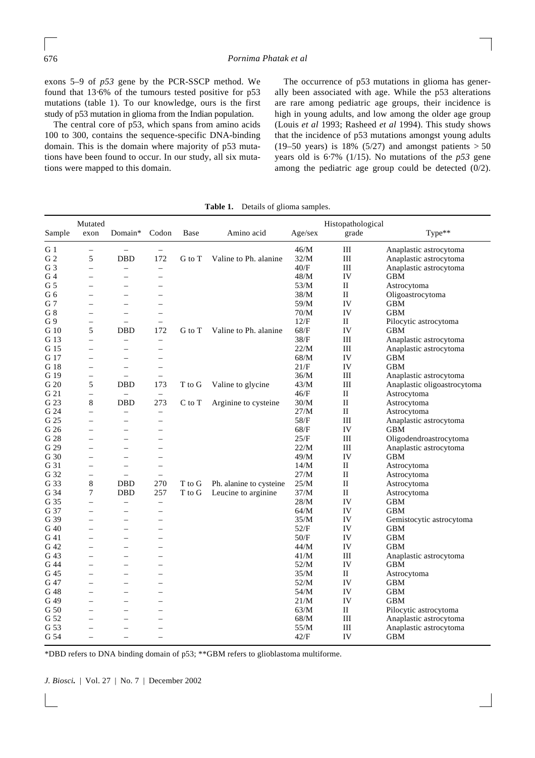exons 5–9 of *p53* gene by the PCR-SSCP method. We found that 13·6% of the tumours tested positive for p53 mutations (table 1). To our knowledge, ours is the first study of p53 mutation in glioma from the Indian population.

The central core of p53, which spans from amino acids 100 to 300, contains the sequence-specific DNA-binding domain. This is the domain where majority of p53 mutations have been found to occur. In our study, all six mutations were mapped to this domain.

The occurrence of p53 mutations in glioma has generally been associated with age. While the p53 alterations are rare among pediatric age groups, their incidence is high in young adults, and low among the older age group (Louis *et al* 1993; Rasheed *et al* 1994). This study shows that the incidence of p53 mutations amongst young adults (19–50 years) is 18% (5/27) and amongst patients > 50 years old is 6·7% (1/15). No mutations of the *p53* gene among the pediatric age group could be detected (0/2).

**Table 1.** Details of glioma samples.

| Sample | Mutated exon | Domain* | Codon | Base | Amino acid | Age/sex | Histopathological grade | Type** |
|---|---|---|---|---|---|---|---|---|
| G 1 | – | – | – | | | 46/M | III | Anaplastic astrocytoma |
| G 2 | 5 | DBD | 172 | G to T | Valine to Ph. alanine | 32/M | III | Anaplastic astrocytoma |
| G 3 | – | – | – | | | 40/F | III | Anaplastic astrocytoma |
| G 4 | – | – | – | | | 48/M | IV | GBM |
| G 5 | – | – | – | | | 53/M | II | Astrocytoma |
| G 6 | – | – | – | | | 38/M | II | Oligoastrocytoma |
| G 7 | – | – | – | | | 59/M | IV | GBM |
| G 8 | – | – | – | | | 70/M | IV | GBM |
| G 9 | – | – | – | | | 12/F | II | Pilocytic astrocytoma |
| G 10 | 5 | DBD | 172 | G to T | Valine to Ph. alanine | 68/F | IV | GBM |
| G 13 | – | – | – | | | 38/F | III | Anaplastic astrocytoma |
| G 15 | – | – | – | | | 22/M | III | Anaplastic astrocytoma |
| G 17 | – | – | – | | | 68/M | IV | GBM |
| G 18 | – | – | – | | | 21/F | IV | GBM |
| G 19 | – | – | – | | | 36/M | III | Anaplastic astrocytoma |
| G 20 | 5 | DBD | 173 | T to G | Valine to glycine | 43/M | III | Anaplastic oligoastrocytoma |
| G 21 | – | – | – | | | 46/F | II | Astrocytoma |
| G 23 | 8 | DBD | 273 | C to T | Arginine to cysteine | 30/M | II | Astrocytoma |
| G 24 | – | – | – | | | 27/M | II | Astrocytoma |
| G 25 | – | – | – | | | 58/F | III | Anaplastic astrocytoma |
| G 26 | – | – | – | | | 68/F | IV | GBM |
| G 28 | – | – | – | | | 25/F | III | Oligodendroastrocytoma |
| G 29 | – | – | – | | | 22/M | III | Anaplastic astrocytoma |
| G 30 | – | – | – | | | 49/M | IV | GBM |
| G 31 | – | – | – | | | 14/M | II | Astrocytoma |
| G 32 | – | – | – | | | 27/M | II | Astrocytoma |
| G 33 | 8 | DBD | 270 | T to G | Ph. alanine to cysteine | 25/M | II | Astrocytoma |
| G 34 | 7 | DBD | 257 | T to G | Leucine to arginine | 37/M | II | Astrocytoma |
| G 35 | – | – | – | | | 28/M | IV | GBM |
| G 37 | – | – | – | | | 64/M | IV | GBM |
| G 39 | – | – | – | | | 35/M | IV | Gemistocytic astrocytoma |
| G 40 | – | – | – | | | 52/F | IV | GBM |
| G 41 | – | – | – | | | 50/F | IV | GBM |
| G 42 | – | – | – | | | 44/M | IV | GBM |
| G 43 | – | – | – | | | 41/M | III | Anaplastic astrocytoma |
| G 44 | – | – | – | | | 52/M | IV | GBM |
| G 45 | – | – | – | | | 35/M | II | Astrocytoma |
| G 47 | – | – | – | | | 52/M | IV | GBM |
| G 48 | – | – | – | | | 54/M | IV | GBM |
| G 49 | – | – | – | | | 21/M | IV | GBM |
| G 50 | – | – | – | | | 63/M | II | Pilocytic astrocytoma |
| G 52 | – | – | – | | | 68/M | III | Anaplastic astrocytoma |
| G 53 | – | – | – | | | 55/M | III | Anaplastic astrocytoma |
| G 54 | – | – | – | | | 42/F | IV | GBM |

*DBD refers to DNA binding domain of p53; **GBM refers to glioblastoma multiforme.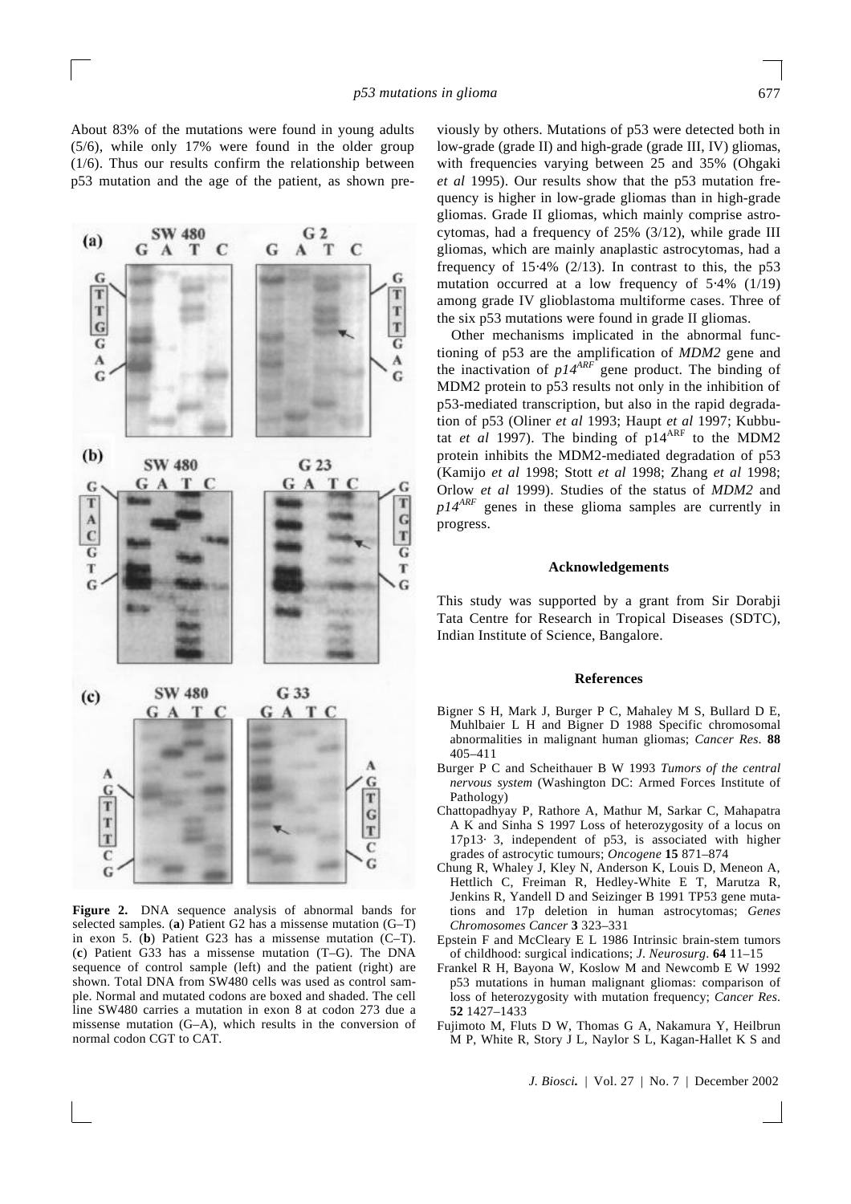About 83% of the mutations were found in young adults (5/6), while only 17% were found in the older group (1/6). Thus our results confirm the relationship between p53 mutation and the age of the patient, as shown previously by others. Mutations of p53 were detected both in low-grade (grade II) and high-grade (grade III, IV) gliomas, with frequencies varying between 25 and 35% (Ohgaki *et al* 1995). Our results show that the p53 mutation frequency is higher in low-grade gliomas than in high-grade gliomas. Grade II gliomas, which mainly comprise astrocytomas, had a frequency of 25% (3/12), while grade III gliomas, which are mainly anaplastic astrocytomas, had a frequency of 15·4% (2/13). In contrast to this, the p53 mutation occurred at a low frequency of 5·4% (1/19) among grade IV glioblastoma multiforme cases. Three of the six p53 mutations were found in grade II gliomas.

**Figure 2.** DNA sequence analysis of abnormal bands for selected samples. (**a**) Patient G2 has a missense mutation (G–T) in exon 5. (**b**) Patient G23 has a missense mutation (C–T). (**c**) Patient G33 has a missense mutation (T–G). The DNA sequence of control sample (left) and the patient (right) are shown. Total DNA from SW480 cells was used as control sample. Normal and mutated codons are boxed and shaded. The cell line SW480 carries a mutation in exon 8 at codon 273 due a missense mutation (G–A), which results in the conversion of normal codon CGT to CAT.

Other mechanisms implicated in the abnormal functioning of p53 are the amplification of *MDM2* gene and the inactivation of $p14^{ARF}$ gene product. The binding of MDM2 protein to p53 results not only in the inhibition of p53-mediated transcription, but also in the rapid degradation of p53 (Oliner *et al* 1993; Haupt *et al* 1997; Kubbutat *et al* 1997). The binding of $p14^{ARF}$ to the MDM2 protein inhibits the MDM2-mediated degradation of p53 (Kamijo *et al* 1998; Stott *et al* 1998; Zhang *et al* 1998; Orlow *et al* 1999). Studies of the status of *MDM2* and $p14^{ARF}$ genes in these glioma samples are currently in progress.

## Acknowledgements

This study was supported by a grant from Sir Dorabji Tata Centre for Research in Tropical Diseases (SDTC), Indian Institute of Science, Bangalore.

## References

Bigner S H, Mark J, Burger P C, Mahaley M S, Bullard D E, Muhlbaier L H and Bigner D 1988 Specific chromosomal abnormalities in malignant human gliomas; *Cancer Res.* **88** 405–411

Burger P C and Scheithauer B W 1993 *Tumors of the central nervous system* (Washington DC: Armed Forces Institute of Pathology)

Chattopadhyay P, Rathore A, Mathur M, Sarkar C, Mahapatra A K and Sinha S 1997 Loss of heterozygosity of a locus on 17p13· 3, independent of p53, is associated with higher grades of astrocytic tumours; *Oncogene* **15** 871–874

Chung R, Whaley J, Kley N, Anderson K, Louis D, Meneon A, Hettlich C, Freiman R, Hedley-White E T, Marutza R, Jenkins R, Yandell D and Seizinger B 1991 TP53 gene mutations and 17p deletion in human astrocytomas; *Genes Chromosomes Cancer* **3** 323–331

Epstein F and McCleary E L 1986 Intrinsic brain-stem tumors of childhood: surgical indications; *J. Neurosurg.* **64** 11–15

Frankel R H, Bayona W, Koslow M and Newcomb E W 1992 p53 mutations in human malignant gliomas: comparison of loss of heterozygosity with mutation frequency; *Cancer Res.* **52** 1427–1433

Fujimoto M, Fluts D W, Thomas G A, Nakamura Y, Heilbrun M P, White R, Story J L, Naylor S L, Kagan-Hallet K S and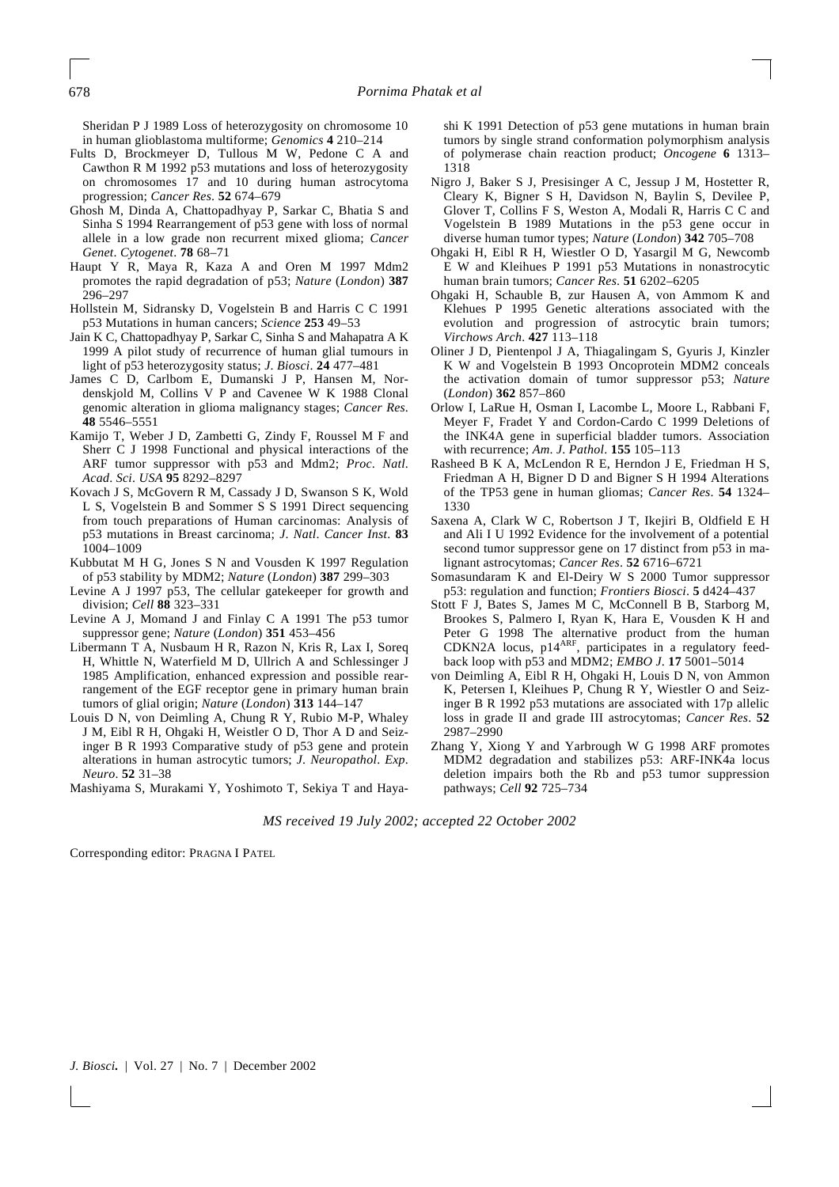Sheridan P J 1989 Loss of heterozygosity on chromosome 10 in human glioblastoma multiforme; *Genomics* **4** 210–214

Fults D, Brockmeyer D, Tullous M W, Pedone C A and Cawthon R M 1992 p53 mutations and loss of heterozygosity on chromosomes 17 and 10 during human astrocytoma progression; *Cancer Res.* **52** 674–679

Ghosh M, Dinda A, Chattopadhyay P, Sarkar C, Bhatia S and Sinha S 1994 Rearrangement of p53 gene with loss of normal allele in a low grade non recurrent mixed glioma; *Cancer Genet. Cytogenet.* **78** 68–71

Haupt Y R, Maya R, Kaza A and Oren M 1997 Mdm2 promotes the rapid degradation of p53; *Nature* (*London*) **387** 296–297

Hollstein M, Sidransky D, Vogelstein B and Harris C C 1991 p53 Mutations in human cancers; *Science* **253** 49–53

Jain K C, Chattopadhyay P, Sarkar C, Sinha S and Mahapatra A K 1999 A pilot study of recurrence of human glial tumours in light of p53 heterozygosity status; *J. Biosci.* **24** 477–481

James C D, Carlbom E, Dumanski J P, Hansen M, Nordenskjold M, Collins V P and Cavenee W K 1988 Clonal genomic alteration in glioma malignancy stages; *Cancer Res.* **48** 5546–5551

Kamijo T, Weber J D, Zambetti G, Zindy F, Roussel M F and Sherr C J 1998 Functional and physical interactions of the ARF tumor suppressor with p53 and Mdm2; *Proc. Natl. Acad. Sci. USA* **95** 8292–8297

Kovach J S, McGovern R M, Cassady J D, Swanson S K, Wold L S, Vogelstein B and Sommer S S 1991 Direct sequencing from touch preparations of Human carcinomas: Analysis of p53 mutations in Breast carcinoma; *J. Natl. Cancer Inst.* **83** 1004–1009

Kubbutat M H G, Jones S N and Vousden K 1997 Regulation of p53 stability by MDM2; *Nature* (*London*) **387** 299–303

Levine A J 1997 p53, The cellular gatekeeper for growth and division; *Cell* **88** 323–331

Levine A J, Momand J and Finlay C A 1991 The p53 tumor suppressor gene; *Nature* (*London*) **351** 453–456

Libermann T A, Nusbaum H R, Razon N, Kris R, Lax I, Soreq H, Whittle N, Waterfield M D, Ullrich A and Schlessinger J 1985 Amplification, enhanced expression and possible rearrangement of the EGF receptor gene in primary human brain tumors of glial origin; *Nature* (*London*) **313** 144–147

Louis D N, von Deimling A, Chung R Y, Rubio M-P, Whaley J M, Eibl R H, Ohgaki H, Weistler O D, Thor A D and Seizinger B R 1993 Comparative study of p53 gene and protein alterations in human astrocytic tumors; *J. Neuropathol. Exp. Neuro.* **52** 31–38

Mashiyama S, Murakami Y, Yoshimoto T, Sekiya T and Hayashi K 1991 Detection of p53 gene mutations in human brain tumors by single strand conformation polymorphism analysis of polymerase chain reaction product; *Oncogene* **6** 1313–1318

Nigro J, Baker S J, Presisinger A C, Jessup J M, Hostetter R, Cleary K, Bigner S H, Davidson N, Baylin S, Devilee P, Glover T, Collins F S, Weston A, Modali R, Harris C C and Vogelstein B 1989 Mutations in the p53 gene occur in diverse human tumor types; *Nature* (*London*) **342** 705–708

Ohgaki H, Eibl R H, Wiestler O D, Yasargil M G, Newcomb E W and Kleihues P 1991 p53 Mutations in nonastrocytic human brain tumors; *Cancer Res.* **51** 6202–6205

Ohgaki H, Schauble B, zur Hausen A, von Ammom K and Klehues P 1995 Genetic alterations associated with the evolution and progression of astrocytic brain tumors; *Virchows Arch.* **427** 113–118

Oliner J D, Pientenpol J A, Thiagalingam S, Gyuris J, Kinzler K W and Vogelstein B 1993 Oncoprotein MDM2 conceals the activation domain of tumor suppressor p53; *Nature* (*London*) **362** 857–860

Orlow I, LaRue H, Osman I, Lacombe L, Moore L, Rabbani F, Meyer F, Fradet Y and Cordon-Cardo C 1999 Deletions of the INK4A gene in superficial bladder tumors. Association with recurrence; *Am. J. Pathol.* **155** 105–113

Rasheed B K A, McLendon R E, Herndon J E, Friedman H S, Friedman A H, Bigner D D and Bigner S H 1994 Alterations of the TP53 gene in human gliomas; *Cancer Res.* **54** 1324–1330

Saxena A, Clark W C, Robertson J T, Ikejiri B, Oldfield E H and Ali I U 1992 Evidence for the involvement of a potential second tumor suppressor gene on 17 distinct from p53 in malignant astrocytomas; *Cancer Res.* **52** 6716–6721

Somasundaram K and El-Deiry W S 2000 Tumor suppressor p53: regulation and function; *Frontiers Biosci.* **5** d424–437

Stott F J, Bates S, James M C, McConnell B B, Starborg M, Brookes S, Palmero I, Ryan K, Hara E, Vousden K H and Peter G 1998 The alternative product from the human CDKN2A locus, $p14^{ARF}$, participates in a regulatory feedback loop with p53 and MDM2; *EMBO J.* **17** 5001–5014

von Deimling A, Eibl R H, Ohgaki H, Louis D N, von Ammon K, Petersen I, Kleihues P, Chung R Y, Wiestler O and Seizinger B R 1992 p53 mutations are associated with 17p allelic loss in grade II and grade III astrocytomas; *Cancer Res.* **52** 2987–2990

Zhang Y, Xiong Y and Yarbrough W G 1998 ARF promotes MDM2 degradation and stabilizes p53: ARF-INK4a locus deletion impairs both the Rb and p53 tumor suppression pathways; *Cell* **92** 725–734

*MS received 19 July 2002; accepted 22 October 2002*

Corresponding editor: PRAGNA I PATEL